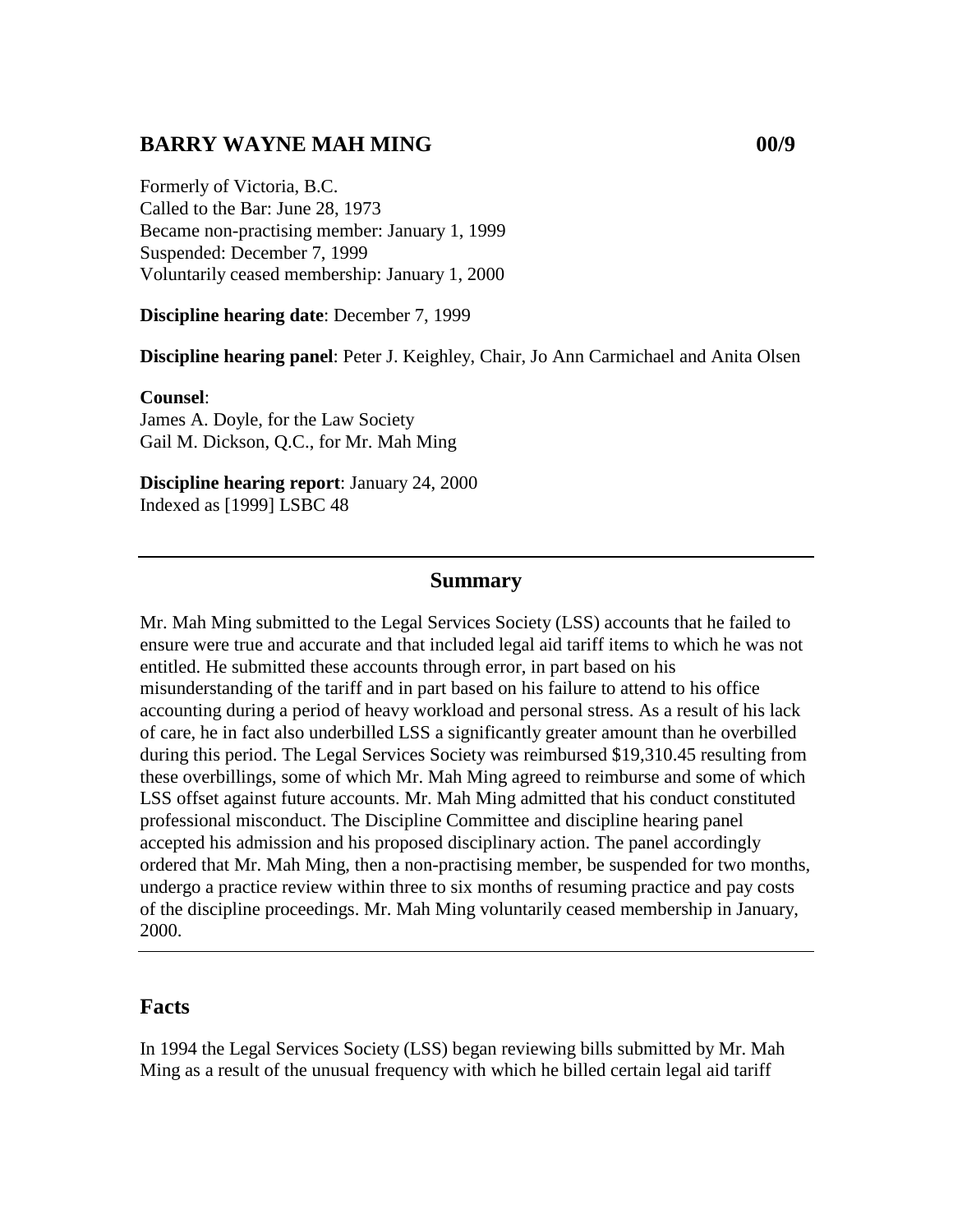## BARRY WAYNE MAH MING 00/9

Formerly of Victoria, B.C.
Called to the Bar: June 28, 1973
Became non-practising member: January 1, 1999
Suspended: December 7, 1999
Voluntarily ceased membership: January 1, 2000

**Discipline hearing date**: December 7, 1999

**Discipline hearing panel**: Peter J. Keighley, Chair, Jo Ann Carmichael and Anita Olsen

**Counsel**:
James A. Doyle, for the Law Society
Gail M. Dickson, Q.C., for Mr. Mah Ming

**Discipline hearing report**: January 24, 2000
Indexed as [1999] LSBC 48

---

### Summary

Mr. Mah Ming submitted to the Legal Services Society (LSS) accounts that he failed to ensure were true and accurate and that included legal aid tariff items to which he was not entitled. He submitted these accounts through error, in part based on his misunderstanding of the tariff and in part based on his failure to attend to his office accounting during a period of heavy workload and personal stress. As a result of his lack of care, he in fact also underbilled LSS a significantly greater amount than he overbilled during this period. The Legal Services Society was reimbursed $19,310.45 resulting from these overbillings, some of which Mr. Mah Ming agreed to reimburse and some of which LSS offset against future accounts. Mr. Mah Ming admitted that his conduct constituted professional misconduct. The Discipline Committee and discipline hearing panel accepted his admission and his proposed disciplinary action. The panel accordingly ordered that Mr. Mah Ming, then a non-practising member, be suspended for two months, undergo a practice review within three to six months of resuming practice and pay costs of the discipline proceedings. Mr. Mah Ming voluntarily ceased membership in January, 2000.

---

## Facts

In 1994 the Legal Services Society (LSS) began reviewing bills submitted by Mr. Mah Ming as a result of the unusual frequency with which he billed certain legal aid tariff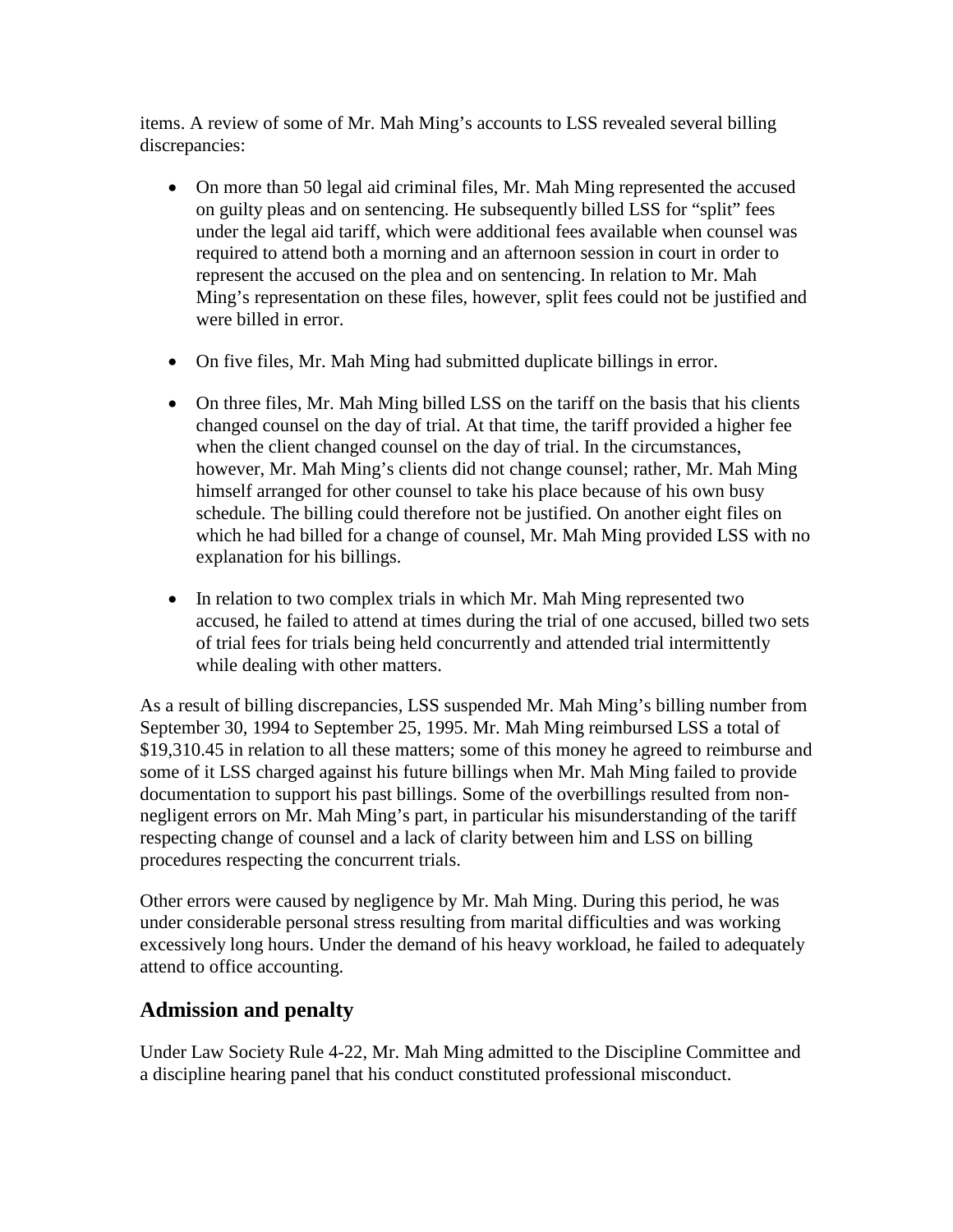items. A review of some of Mr. Mah Ming's accounts to LSS revealed several billing discrepancies:

- On more than 50 legal aid criminal files, Mr. Mah Ming represented the accused on guilty pleas and on sentencing. He subsequently billed LSS for "split" fees under the legal aid tariff, which were additional fees available when counsel was required to attend both a morning and an afternoon session in court in order to represent the accused on the plea and on sentencing. In relation to Mr. Mah Ming's representation on these files, however, split fees could not be justified and were billed in error.

- On five files, Mr. Mah Ming had submitted duplicate billings in error.

- On three files, Mr. Mah Ming billed LSS on the tariff on the basis that his clients changed counsel on the day of trial. At that time, the tariff provided a higher fee when the client changed counsel on the day of trial. In the circumstances, however, Mr. Mah Ming's clients did not change counsel; rather, Mr. Mah Ming himself arranged for other counsel to take his place because of his own busy schedule. The billing could therefore not be justified. On another eight files on which he had billed for a change of counsel, Mr. Mah Ming provided LSS with no explanation for his billings.

- In relation to two complex trials in which Mr. Mah Ming represented two accused, he failed to attend at times during the trial of one accused, billed two sets of trial fees for trials being held concurrently and attended trial intermittently while dealing with other matters.

As a result of billing discrepancies, LSS suspended Mr. Mah Ming's billing number from September 30, 1994 to September 25, 1995. Mr. Mah Ming reimbursed LSS a total of $19,310.45 in relation to all these matters; some of this money he agreed to reimburse and some of it LSS charged against his future billings when Mr. Mah Ming failed to provide documentation to support his past billings. Some of the overbillings resulted from non-negligent errors on Mr. Mah Ming's part, in particular his misunderstanding of the tariff respecting change of counsel and a lack of clarity between him and LSS on billing procedures respecting the concurrent trials.

Other errors were caused by negligence by Mr. Mah Ming. During this period, he was under considerable personal stress resulting from marital difficulties and was working excessively long hours. Under the demand of his heavy workload, he failed to adequately attend to office accounting.

## Admission and penalty

Under Law Society Rule 4-22, Mr. Mah Ming admitted to the Discipline Committee and a discipline hearing panel that his conduct constituted professional misconduct.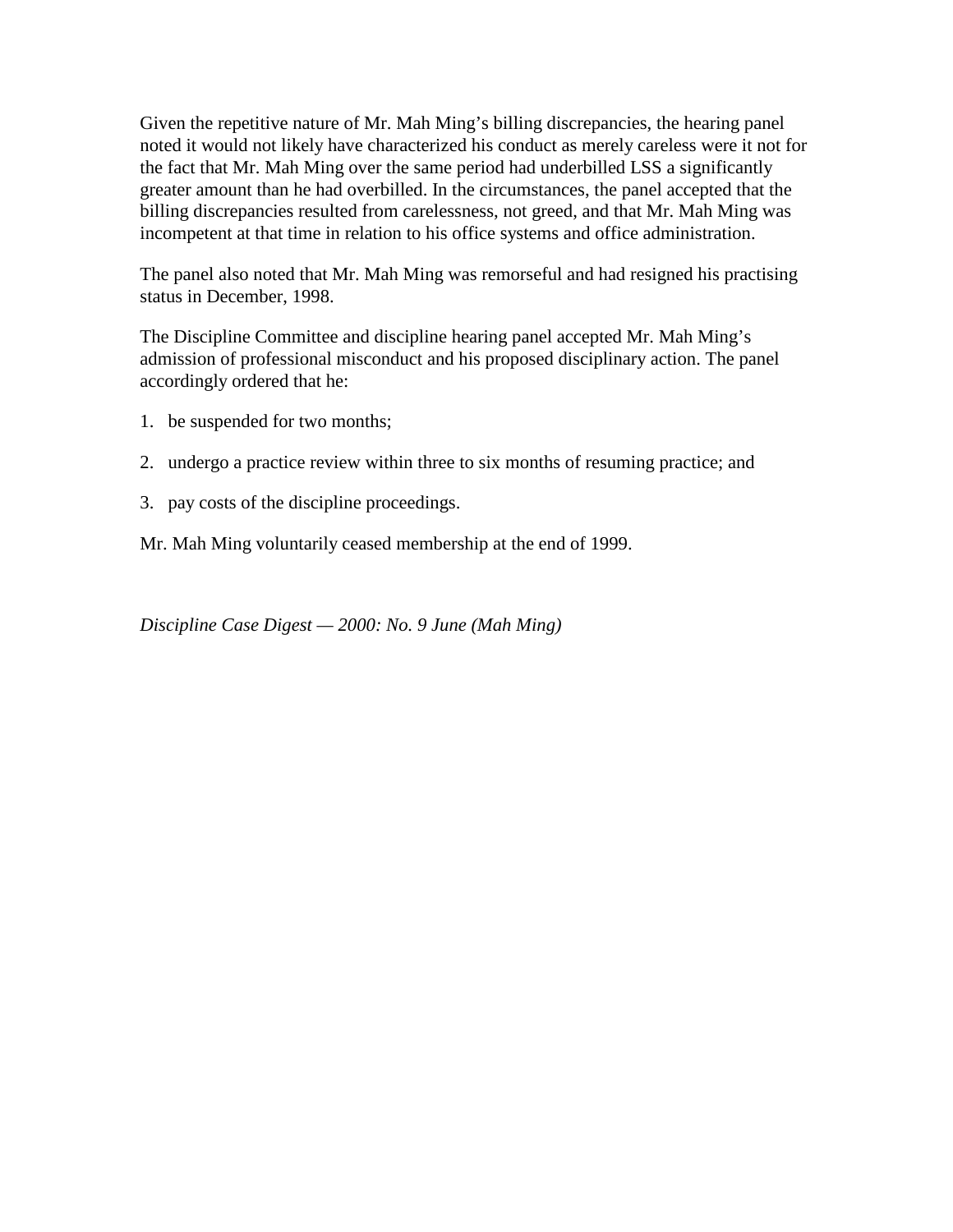Given the repetitive nature of Mr. Mah Ming's billing discrepancies, the hearing panel noted it would not likely have characterized his conduct as merely careless were it not for the fact that Mr. Mah Ming over the same period had underbilled LSS a significantly greater amount than he had overbilled. In the circumstances, the panel accepted that the billing discrepancies resulted from carelessness, not greed, and that Mr. Mah Ming was incompetent at that time in relation to his office systems and office administration.

The panel also noted that Mr. Mah Ming was remorseful and had resigned his practising status in December, 1998.

The Discipline Committee and discipline hearing panel accepted Mr. Mah Ming's admission of professional misconduct and his proposed disciplinary action. The panel accordingly ordered that he:

1. be suspended for two months;
2. undergo a practice review within three to six months of resuming practice; and
3. pay costs of the discipline proceedings.

Mr. Mah Ming voluntarily ceased membership at the end of 1999.

*Discipline Case Digest — 2000: No. 9 June (Mah Ming)*